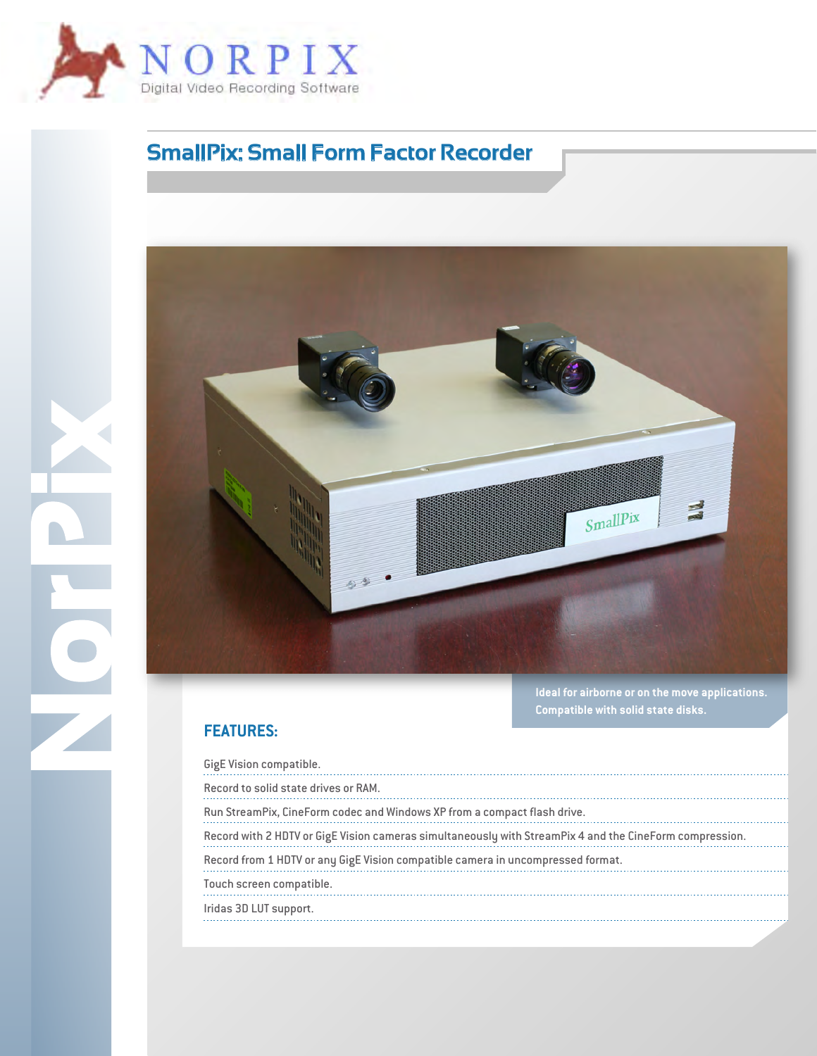NORPIX

Digital Video Recording Software

# SmallPix: Small Form Factor Recorder

Ideal for airborne or on the move applications. Compatible with solid state disks.

## FEATURES:

- GigE Vision compatible.
- Record to solid state drives or RAM.
- Run StreamPix, CineForm codec and Windows XP from a compact flash drive.
- Record with 2 HDTV or GigE Vision cameras simultaneously with StreamPix 4 and the CineForm compression.
- Record from 1 HDTV or any GigE Vision compatible camera in uncompressed format.
- Touch screen compatible.
- Iridas 3D LUT support.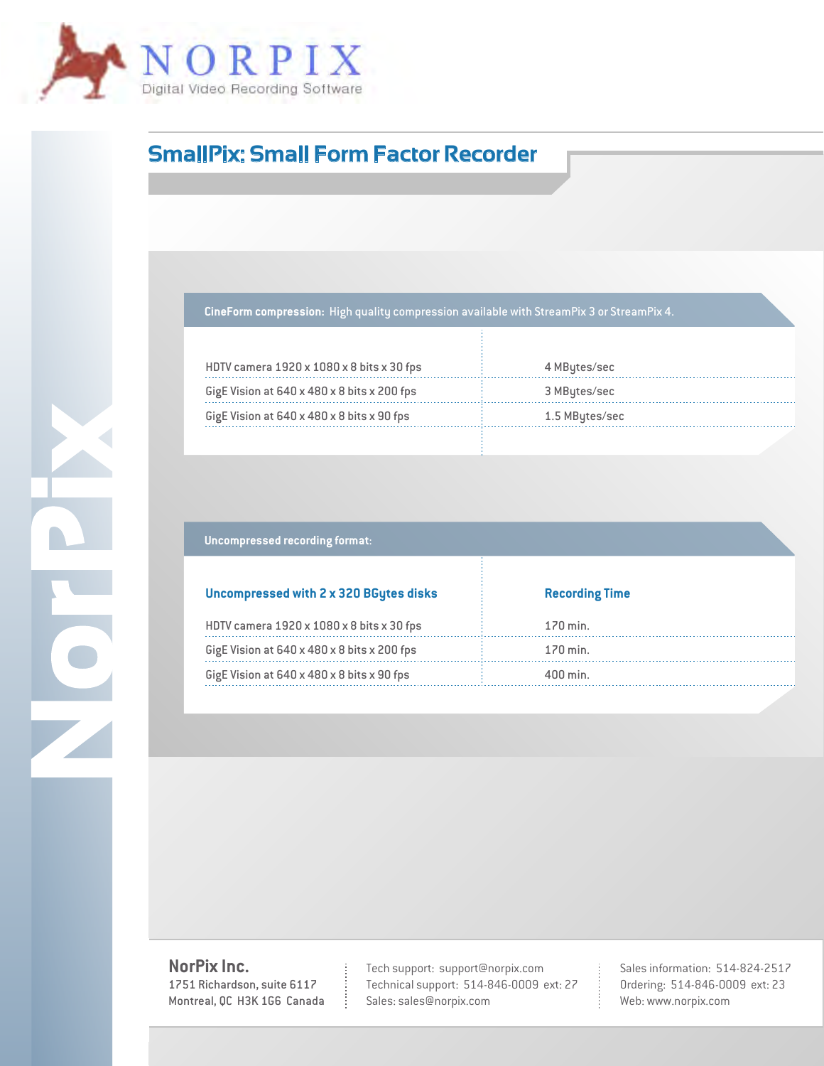NORPIX
Digital Video Recording Software

## SmallPix: Small Form Factor Recorder

**CineForm compression:** High quality compression available with StreamPix 3 or StreamPix 4.

| | |
|---|---|
| HDTV camera 1920 x 1080 x 8 bits x 30 fps | 4 MBytes/sec |
| GigE Vision at 640 x 480 x 8 bits x 200 fps | 3 MBytes/sec |
| GigE Vision at 640 x 480 x 8 bits x 90 fps | 1.5 MBytes/sec |

**Uncompressed recording format:**

| Uncompressed with 2 x 320 BGytes disks | Recording Time |
|---|---|
| HDTV camera 1920 x 1080 x 8 bits x 30 fps | 170 min. |
| GigE Vision at 640 x 480 x 8 bits x 200 fps | 170 min. |
| GigE Vision at 640 x 480 x 8 bits x 90 fps | 400 min. |

**NorPix Inc.**
1751 Richardson, suite 6117
Montreal, QC H3K 1G6 Canada

Tech support: support@norpix.com
Technical support: 514-846-0009 ext: 27
Sales: sales@norpix.com

Sales information: 514-824-2517
Ordering: 514-846-0009 ext: 23
Web: www.norpix.com

NorPix